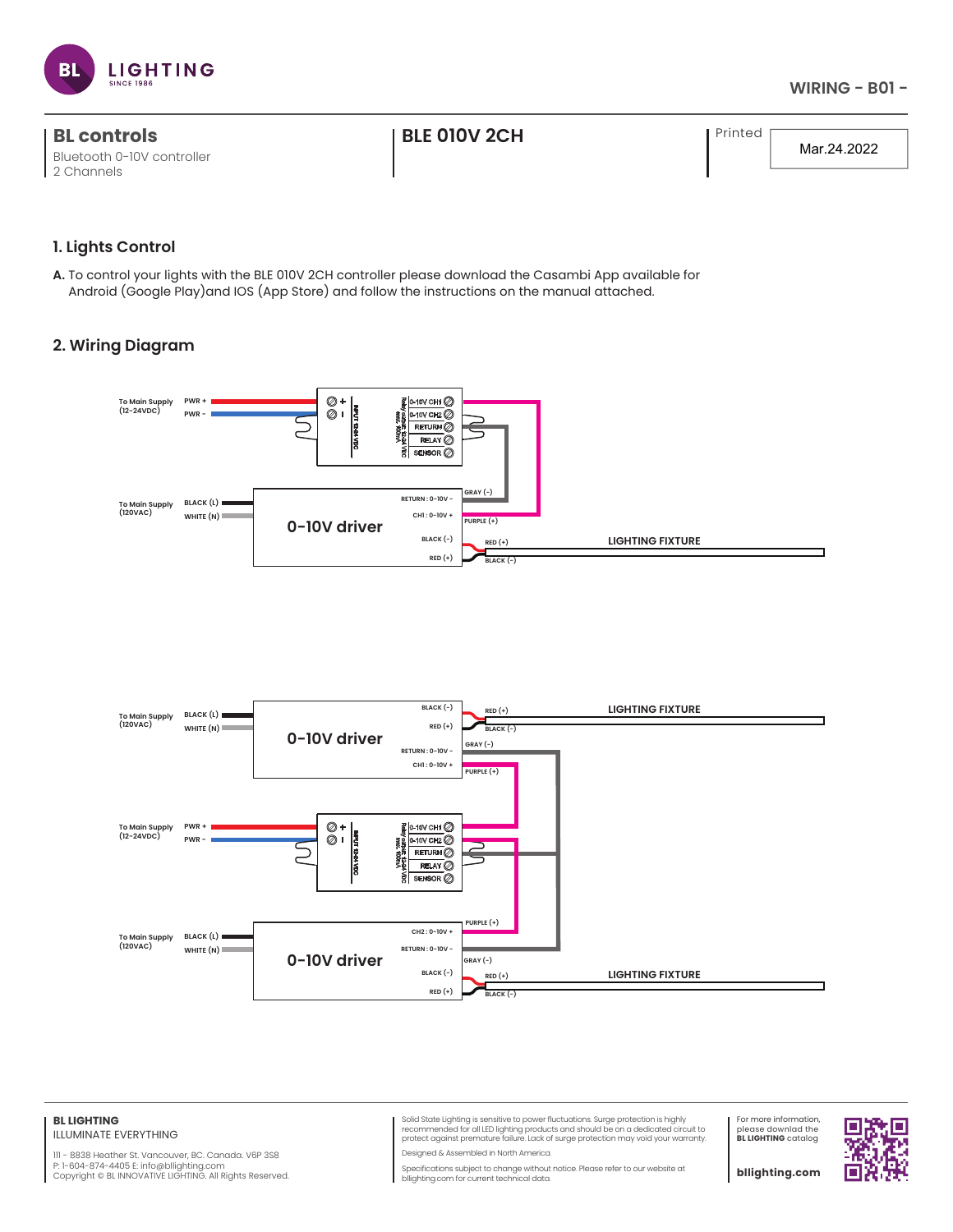**WIRING - B01 -**

## BL controls

Bluetooth 0-10V controller
2 Channels

## BLE 010V 2CH

Printed: Mar.24.2022

### 1. Lights Control

**A.** To control your lights with the BLE 010V 2CH controller please download the Casambi App available for Android (Google Play)and IOS (App Store) and follow the instructions on the manual attached.

### 2. Wiring Diagram

To Main Supply (12-24VDC) PWR + PWR -
To Main Supply (120VAC) BLACK (L) WHITE (N)
0-10V driver
RETURN : 0-10V - CH1 : 0-10V + BLACK (-) RED (+)
GRAY (-) PURPLE (+) RED (+) BLACK (-)
LIGHTING FIXTURE
0-10V CH1 0-10V CH2 RETURN RELAY SENSOR
INPUT 12-24 VDC
Relay output: 12-24 VDC max. 100mA

To Main Supply (120VAC) BLACK (L) WHITE (N)
0-10V driver
BLACK (-) RED (+) RETURN : 0-10V - CH1 : 0-10V +
RED (+) BLACK (-) GRAY (-) PURPLE (+)
LIGHTING FIXTURE
To Main Supply (12-24VDC) PWR + PWR -
0-10V CH1 0-10V CH2 RETURN RELAY SENSOR
To Main Supply (120VAC) BLACK (L) WHITE (N)
0-10V driver
CH2 : 0-10V + RETURN : 0-10V - BLACK (-) RED (+)
PURPLE (+) GRAY (-) RED (+) BLACK (-)
LIGHTING FIXTURE

**BL LIGHTING**
ILLUMINATE EVERYTHING

111 - 8838 Heather St. Vancouver, BC. Canada. V6P 3S8
P: 1-604-874-4405 E: info@bllighting.com
Copyright © BL INNOVATIVE LIGHTING. All Rights Reserved.

Solid State Lighting is sensitive to power fluctuations. Surge protection is highly recommended for all LED lighting products and should be on a dedicated circuit to protect against premature failure. Lack of surge protection may void your warranty.

Designed & Assembled in North America.

Specifications subject to change without notice. Please refer to our website at bllighting.com for current technical data.

For more information, please download the **BL LIGHTING** catalog

**bllighting.com**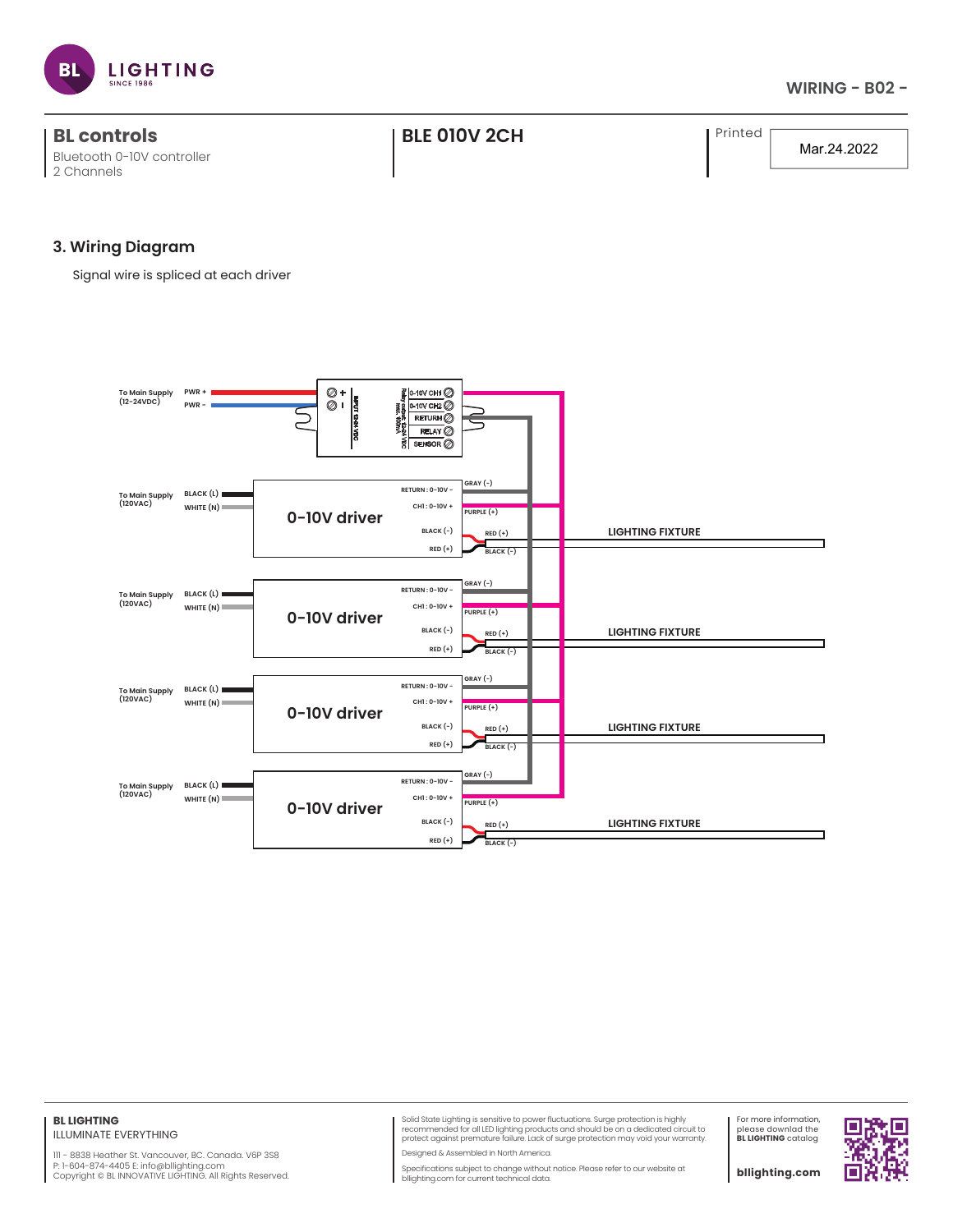**WIRING - B02 -**

## BL controls
Bluetooth 0-10V controller
2 Channels

## BLE 010V 2CH

Printed Mar.24.2022

### 3. Wiring Diagram

Signal wire is spliced at each driver

To Main Supply (12-24VDC) PWR + PWR -

INPUT 12-24 VDC

Relay contact: 12-24 VDC max. 100mA

0-10V CH1
0-10V CH2
RETURN
RELAY
SENSOR

To Main Supply (120VAC) BLACK (L) WHITE (N)

0-10V driver

RETURN : 0-10V -
CH1 : 0-10V +
BLACK (-)
RED (+)

GRAY (-)
PURPLE (+)
RED (+)
BLACK (-)

LIGHTING FIXTURE

To Main Supply (120VAC) BLACK (L) WHITE (N)

0-10V driver

RETURN : 0-10V -
CH1 : 0-10V +
BLACK (-)
RED (+)

GRAY (-)
PURPLE (+)
RED (+)
BLACK (-)

LIGHTING FIXTURE

To Main Supply (120VAC) BLACK (L) WHITE (N)

0-10V driver

RETURN : 0-10V -
CH1 : 0-10V +
BLACK (-)
RED (+)

GRAY (-)
PURPLE (+)
RED (+)
BLACK (-)

LIGHTING FIXTURE

To Main Supply (120VAC) BLACK (L) WHITE (N)

0-10V driver

RETURN : 0-10V -
CH1 : 0-10V +
BLACK (-)
RED (+)

GRAY (-)
PURPLE (+)
RED (+)
BLACK (-)

LIGHTING FIXTURE

**BL LIGHTING**
ILLUMINATE EVERYTHING

111 - 8838 Heather St. Vancouver, BC. Canada. V6P 3S8
P: 1-604-874-4405 E: info@bllighting.com
Copyright © BL INNOVATIVE LIGHTING. All Rights Reserved.

Solid State Lighting is sensitive to power fluctuations. Surge protection is highly recommended for all LED lighting products and should be on a dedicated circuit to protect against premature failure. Lack of surge protection may void your warranty.

Designed & Assembled in North America.

Specifications subject to change without notice. Please refer to our website at bllighting.com for current technical data.

For more information, please download the **BL LIGHTING** catalog

**bllighting.com**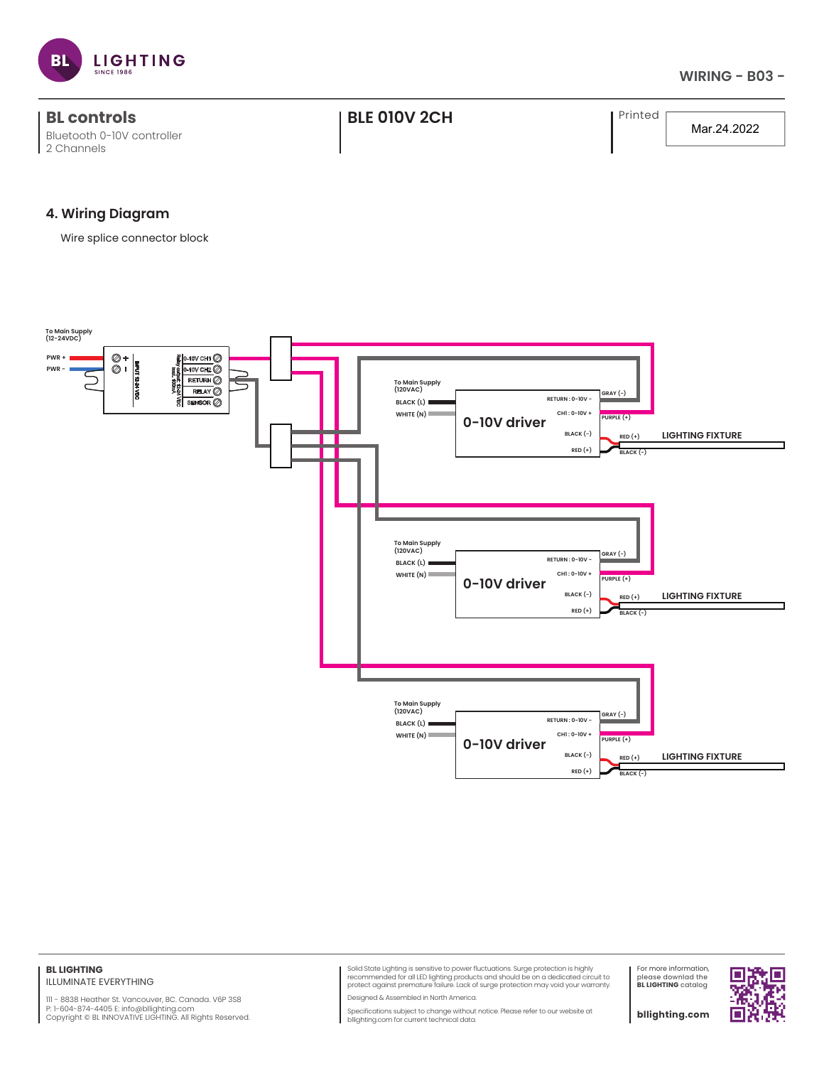## BL controls

Bluetooth 0-10V controller
2 Channels

## BLE 010V 2CH

Printed Mar.24.2022

### 4. Wiring Diagram

Wire splice connector block

To Main Supply (12-24VDC)

PWR +
PWR -

INPUT 12-24 VDC

Relay output: 12-24 VDC Max. 500mA

0-10V CH1
0-10V CH2
RETURN
RELAY
SENSOR

To Main Supply (120VAC)
BLACK (L)
WHITE (N)

0-10V driver

RETURN : 0-10V -
CH1 : 0-10V +
BLACK (-)
RED (+)

GRAY (-)
PURPLE (+)
RED (+)
BLACK (-)

LIGHTING FIXTURE

To Main Supply (120VAC)
BLACK (L)
WHITE (N)

0-10V driver

RETURN : 0-10V -
CH1 : 0-10V +
BLACK (-)
RED (+)

GRAY (-)
PURPLE (+)
RED (+)
BLACK (-)

LIGHTING FIXTURE

To Main Supply (120VAC)
BLACK (L)
WHITE (N)

0-10V driver

RETURN : 0-10V -
CH1 : 0-10V +
BLACK (-)
RED (+)

GRAY (-)
PURPLE (+)
RED (+)
BLACK (-)

LIGHTING FIXTURE

**BL LIGHTING**
ILLUMINATE EVERYTHING

111 - 8838 Heather St. Vancouver, BC. Canada. V6P 3S8
P: 1-604-874-4405 E: info@bllighting.com
Copyright © BL INNOVATIVE LIGHTING. All Rights Reserved.

Solid State Lighting is sensitive to power fluctuations. Surge protection is highly recommended for all LED lighting products and should be on a dedicated circuit to protect against premature failure. Lack of surge protection may void your warranty.

Designed & Assembled in North America.

Specifications subject to change without notice. Please refer to our website at bllighting.com for current technical data.

For more information, please download the **BL LIGHTING** catalog

**bllighting.com**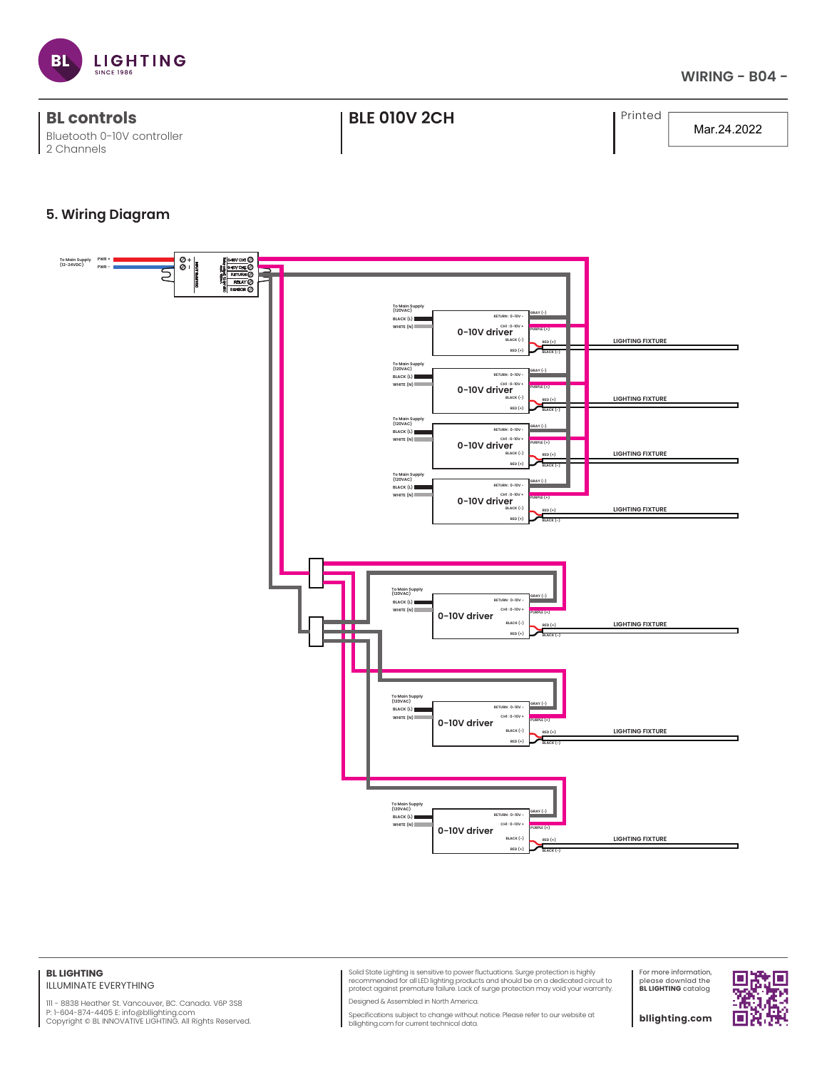# BL controls

Bluetooth 0-10V controller
2 Channels

**BLE 010V 2CH**

Printed: Mar.24.2022

## 5. Wiring Diagram

To Main Supply (12-24VDC)
PWR +
PWR -

0-10V CH1
0-10V CH2
RETURN
RELAY
SENSOR

To Main Supply (120VAC)
BLACK (L)
WHITE (N)
0-10V driver
RETURN : 0-10V -
CH1 : 0-10V +
BLACK (-)
RED (+)
GRAY (-)
PURPLE (+)
RED (+)
BLACK (-)
LIGHTING FIXTURE

**BL LIGHTING**
ILLUMINATE EVERYTHING

111 - 8838 Heather St. Vancouver, BC. Canada. V6P 3S8
P: 1-604-874-4405 E: info@bllighting.com
Copyright © BL INNOVATIVE LIGHTING. All Rights Reserved.

Solid State Lighting is sensitive to power fluctuations. Surge protection is highly recommended for all LED lighting products and should be on a dedicated circuit to protect against premature failure. Lack of surge protection may void your warranty.

Designed & Assembled in North America.

Specifications subject to change without notice. Please refer to our website at bllighting.com for current technical data.

For more information, please download the **BL LIGHTING** catalog

**bllighting.com**